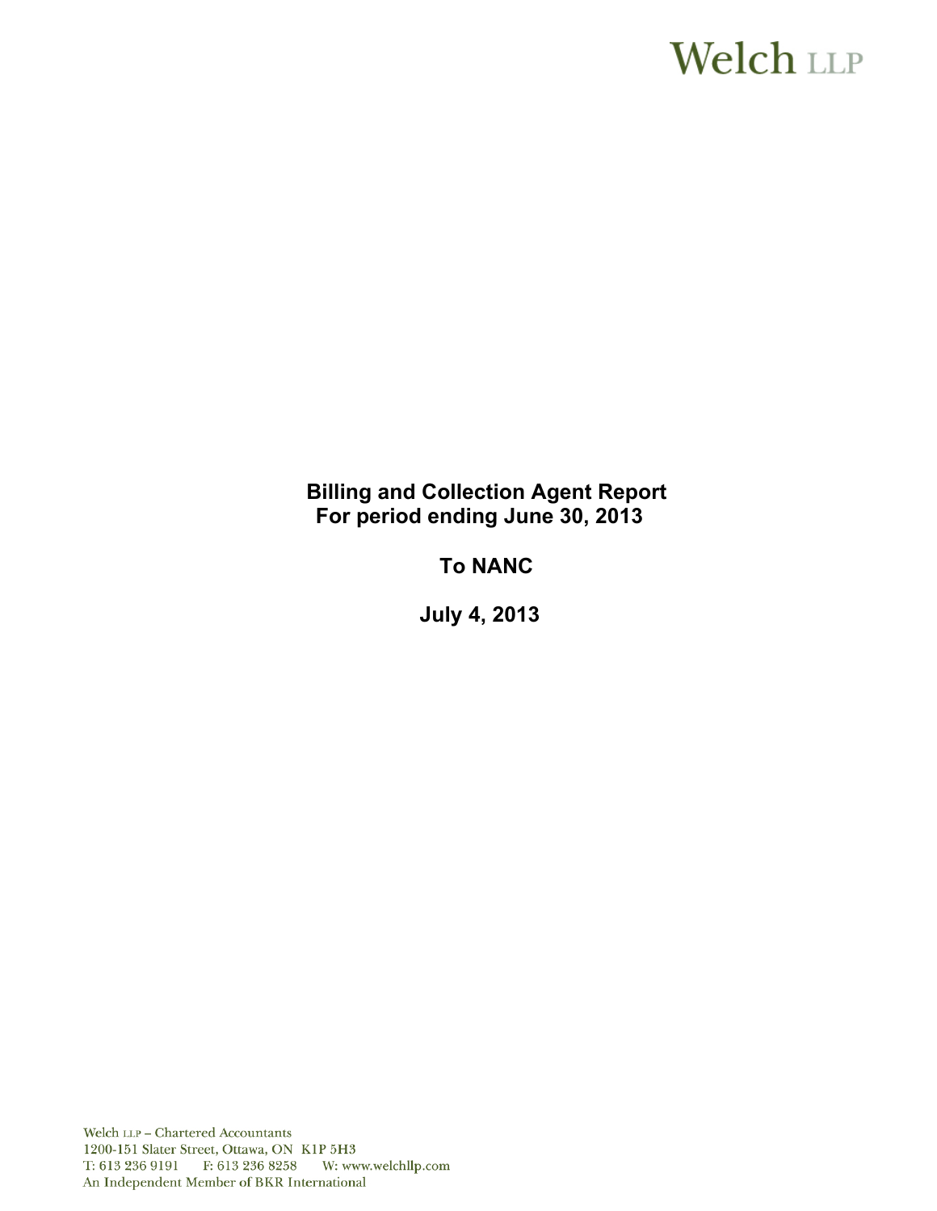Welch LLP

# Billing and Collection Agent Report
## For period ending June 30, 2013

## To NANC

## July 4, 2013

Welch LLP – Chartered Accountants
1200-151 Slater Street, Ottawa, ON K1P 5H3
T: 613 236 9191 F: 613 236 8258 W: www.welchllp.com
An Independent Member of BKR International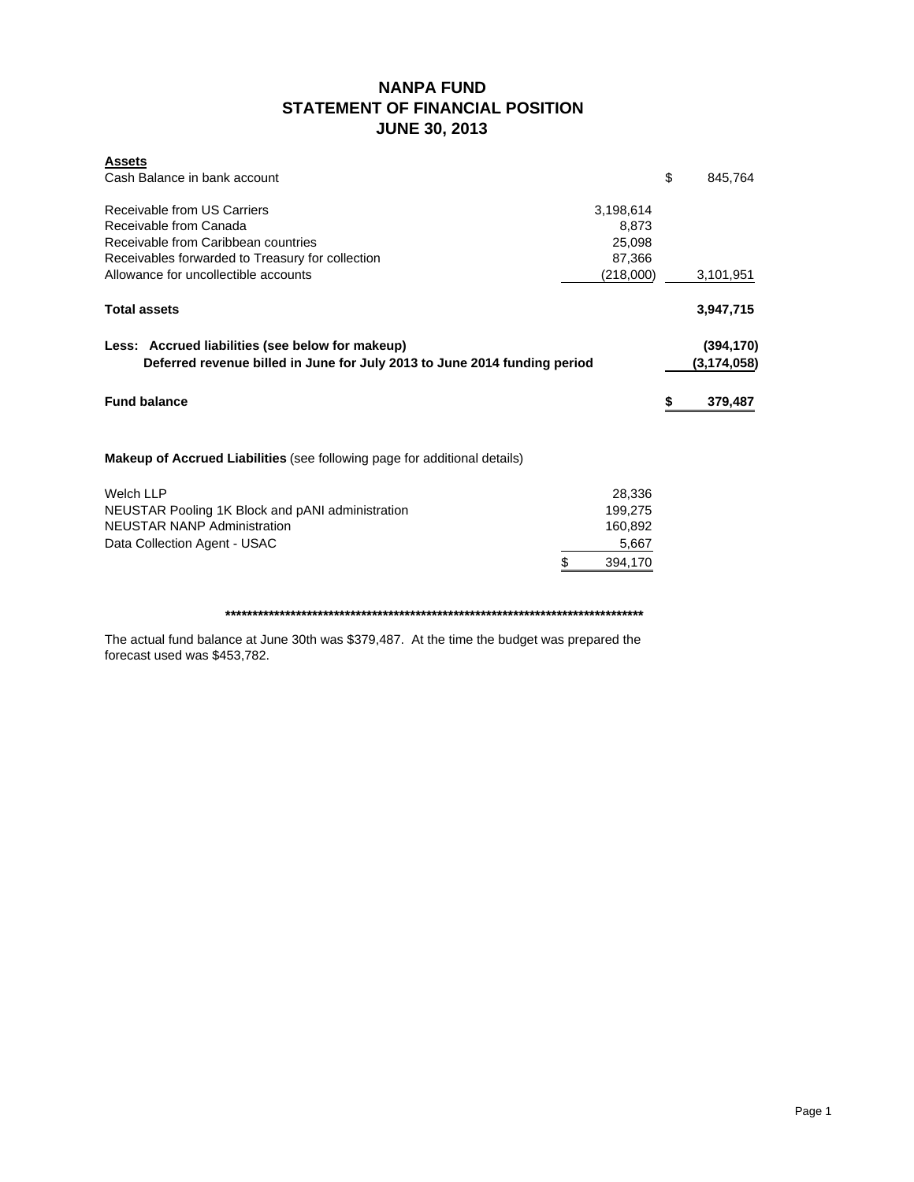# NANPA FUND
## STATEMENT OF FINANCIAL POSITION
## JUNE 30, 2013

| | | |
|---|---|---|
| **Assets** | | |
| Cash Balance in bank account | | $ 845,764 |
| | | |
| Receivable from US Carriers | 3,198,614 | |
| Receivable from Canada | 8,873 | |
| Receivable from Caribbean countries | 25,098 | |
| Receivables forwarded to Treasury for collection | 87,366 | |
| Allowance for uncollectible accounts | (218,000) | 3,101,951 |
| | | |
| **Total assets** | | **3,947,715** |
| | | |
| **Less: Accrued liabilities (see below for makeup)** | | **(394,170)** |
| **Deferred revenue billed in June for July 2013 to June 2014 funding period** | | **(3,174,058)** |
| | | |
| **Fund balance** | | **$ 379,487** |

**Makeup of Accrued Liabilities** (see following page for additional details)

| | |
|---|---|
| Welch LLP | 28,336 |
| NEUSTAR Pooling 1K Block and pANI administration | 199,275 |
| NEUSTAR NANP Administration | 160,892 |
| Data Collection Agent - USAC | 5,667 |
| | $ 394,170 |

********************************************************************************

The actual fund balance at June 30th was $379,487. At the time the budget was prepared the forecast used was $453,782.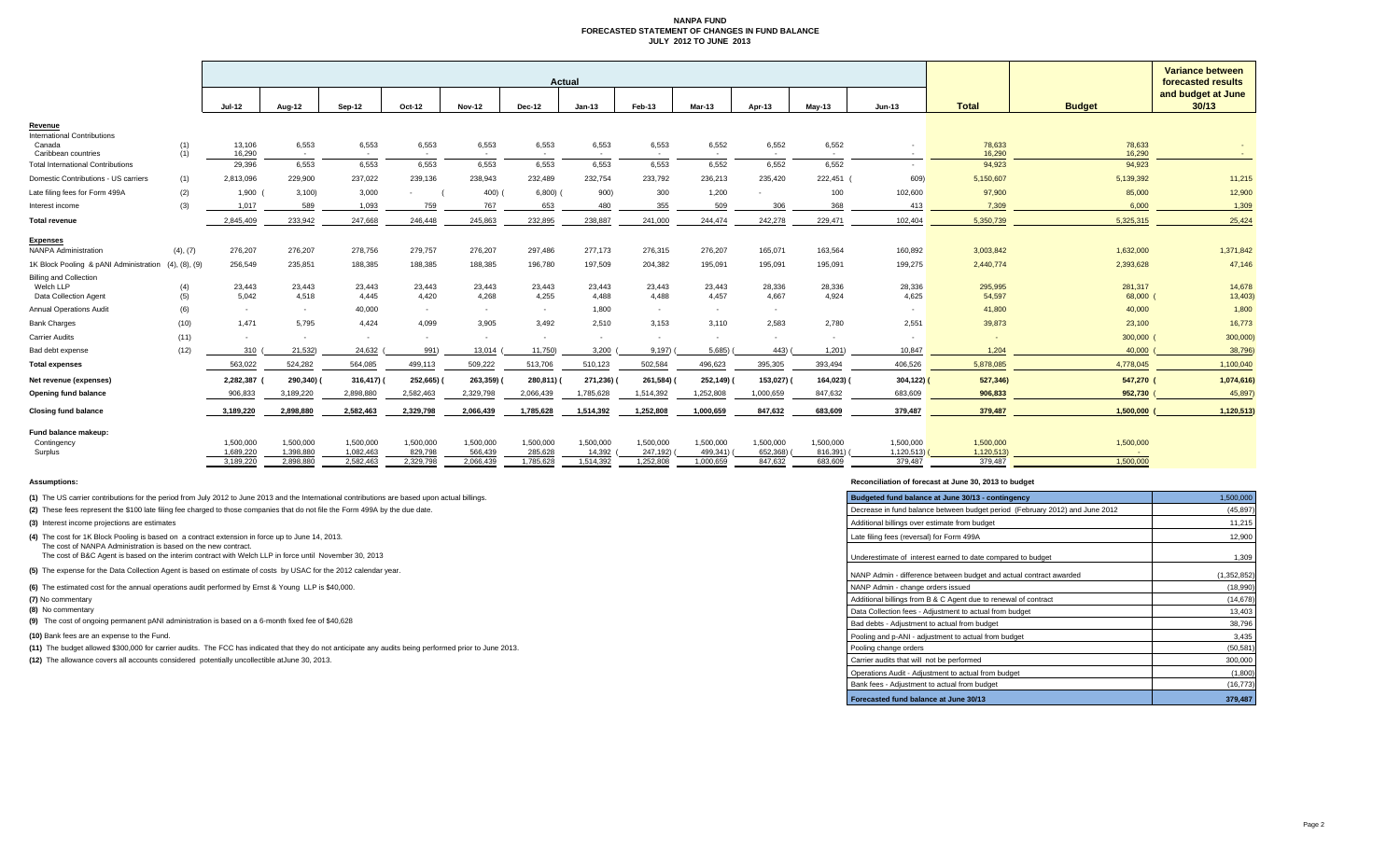# NANPA FUND
## FORECASTED STATEMENT OF CHANGES IN FUND BALANCE
### JULY 2012 TO JUNE 2013

| | | Actual | | | | | | | | | | | | | | Variance between forecasted results and budget at June 30/13 |
|---|---|---|---|---|---|---|---|---|---|---|---|---|---|---|---|---|
| | | Jul-12 | Aug-12 | Sep-12 | Oct-12 | Nov-12 | Dec-12 | Jan-13 | Feb-13 | Mar-13 | Apr-13 | May-13 | Jun-13 | Total | Budget | |
| **Revenue** | | | | | | | | | | | | | | | | |
| International Contributions | | | | | | | | | | | | | | | | |
| Canada | (1) | 13,106 | 6,553 | 6,553 | 6,553 | 6,553 | 6,553 | 6,553 | 6,553 | 6,552 | 6,552 | 6,552 | - | 78,633 | 78,633 | - |
| Caribbean countries | (1) | 16,290 | - | - | - | - | - | - | - | - | - | - | - | 16,290 | 16,290 | - |
| Total International Contributions | | 29,396 | 6,553 | 6,553 | 6,553 | 6,553 | 6,553 | 6,553 | 6,553 | 6,552 | 6,552 | 6,552 | - | 94,923 | 94,923 | - |
| Domestic Contributions - US carriers | (1) | 2,813,096 | 229,900 | 237,022 | 239,136 | 238,943 | 232,489 | 232,754 | 233,792 | 236,213 | 235,420 | 222,451 | (609) | 5,150,607 | 5,139,392 | 11,215 |
| Late filing fees for Form 499A | (2) | 1,900 | (3,100) | 3,000 | - | (400) | (6,800) | (900) | 300 | 1,200 | - | 100 | 102,600 | 97,900 | 85,000 | 12,900 |
| Interest income | (3) | 1,017 | 589 | 1,093 | 759 | 767 | 653 | 480 | 355 | 509 | 306 | 368 | 413 | 7,309 | 6,000 | 1,309 |
| **Total revenue** | | 2,845,409 | 233,942 | 247,668 | 246,448 | 245,863 | 232,895 | 238,887 | 241,000 | 244,474 | 242,278 | 229,471 | 102,404 | 5,350,739 | 5,325,315 | 25,424 |
| **Expenses** | | | | | | | | | | | | | | | | |
| NANPA Administration | (4), (7) | 276,207 | 276,207 | 278,756 | 279,757 | 276,207 | 297,486 | 277,173 | 276,315 | 276,207 | 165,071 | 163,564 | 160,892 | 3,003,842 | 1,632,000 | 1,371,842 |
| 1K Block Pooling & pANI Administration | (4), (8), (9) | 256,549 | 235,851 | 188,385 | 188,385 | 188,385 | 196,780 | 197,509 | 204,382 | 195,091 | 195,091 | 195,091 | 199,275 | 2,440,774 | 2,393,628 | 47,146 |
| Billing and Collection | | | | | | | | | | | | | | | | |
| Welch LLP | (4) | 23,443 | 23,443 | 23,443 | 23,443 | 23,443 | 23,443 | 23,443 | 23,443 | 23,443 | 28,336 | 28,336 | 28,336 | 295,995 | 281,317 | 14,678 |
| Data Collection Agent | (5) | 5,042 | 4,518 | 4,445 | 4,420 | 4,268 | 4,255 | 4,488 | 4,488 | 4,457 | 4,667 | 4,924 | 4,625 | 54,597 | 68,000 | (13,403) |
| Annual Operations Audit | (6) | - | - | 40,000 | - | - | - | 1,800 | - | - | - | - | - | 41,800 | 40,000 | 1,800 |
| Bank Charges | (10) | 1,471 | 5,795 | 4,424 | 4,099 | 3,905 | 3,492 | 2,510 | 3,153 | 3,110 | 2,583 | 2,780 | 2,551 | 39,873 | 23,100 | 16,773 |
| Carrier Audits | (11) | - | - | - | - | - | - | - | - | - | - | - | - | - | 300,000 | (300,000) |
| Bad debt expense | (12) | 310 | (21,532) | 24,632 | (991) | 13,014 | (11,750) | 3,200 | (9,197) | (5,685) | (443) | (1,201) | 10,847 | 1,204 | 40,000 | (38,796) |
| **Total expenses** | | 563,022 | 524,282 | 564,085 | 499,113 | 509,222 | 513,706 | 510,123 | 502,584 | 496,623 | 395,305 | 393,494 | 406,526 | 5,878,085 | 4,778,045 | 1,100,040 |
| **Net revenue (expenses)** | | 2,282,387 | (290,340) | (316,417) | (252,665) | (263,359) | (280,811) | (271,236) | (261,584) | (252,149) | (153,027) | (164,023) | (304,122) | (527,346) | 547,270 | (1,074,616) |
| **Opening fund balance** | | 906,833 | 3,189,220 | 2,898,880 | 2,582,463 | 2,329,798 | 2,066,439 | 1,785,628 | 1,514,392 | 1,252,808 | 1,000,659 | 847,632 | 683,609 | 906,833 | 952,730 | (45,897) |
| **Closing fund balance** | | 3,189,220 | 2,898,880 | 2,582,463 | 2,329,798 | 2,066,439 | 1,785,628 | 1,514,392 | 1,252,808 | 1,000,659 | 847,632 | 683,609 | 379,487 | 379,487 | 1,500,000 | (1,120,513) |
| **Fund balance makeup:** | | | | | | | | | | | | | | | | |
| Contingency | | 1,500,000 | 1,500,000 | 1,500,000 | 1,500,000 | 1,500,000 | 1,500,000 | 1,500,000 | 1,500,000 | 1,500,000 | 1,500,000 | 1,500,000 | 1,500,000 | 1,500,000 | 1,500,000 | |
| Surplus | | 1,689,220 | 1,398,880 | 1,082,463 | 829,798 | 566,439 | 285,628 | 14,392 | (247,192) | (499,341) | (652,368) | (816,391) | (1,120,513) | (1,120,513) | - | |
| | | 3,189,220 | 2,898,880 | 2,582,463 | 2,329,798 | 2,066,439 | 1,785,628 | 1,514,392 | 1,252,808 | 1,000,659 | 847,632 | 683,609 | 379,487 | 379,487 | 1,500,000 | |

**Assumptions:**

**(1)** The US carrier contributions for the period from July 2012 to June 2013 and the International contributions are based upon actual billings.

**(2)** These fees represent the $100 late filing fee charged to those companies that do not file the Form 499A by the due date.

**(3)** Interest income projections are estimates

**(4)** The cost for 1K Block Pooling is based on a contract extension in force up to June 14, 2013.
The cost of NANPA Administration is based on the new contract.
The cost of B&C Agent is based on the interim contract with Welch LLP in force until November 30, 2013

**(5)** The expense for the Data Collection Agent is based on estimate of costs by USAC for the 2012 calendar year.

**(6)** The estimated cost for the annual operations audit performed by Ernst & Young LLP is $40,000.

**(7)** No commentary

**(8)** No commentary

**(9)** The cost of ongoing permanent pANI administration is based on a 6-month fixed fee of $40,628

**(10)** Bank fees are an expense to the Fund.

**(11)** The budget allowed $300,000 for carrier audits. The FCC has indicated that they do not anticipate any audits being performed prior to June 2013.

**(12)** The allowance covers all accounts considered potentially uncollectible atJune 30, 2013.

**Reconciliation of forecast at June 30, 2013 to budget**

| Item | Amount |
|---|---|
| **Budgeted fund balance at June 30/13 - contingency** | 1,500,000 |
| Decrease in fund balance between budget period (February 2012) and June 2012 | (45,897) |
| Additional billings over estimate from budget | 11,215 |
| Late filing fees (reversal) for Form 499A | 12,900 |
| Underestimate of interest earned to date compared to budget | 1,309 |
| NANP Admin - difference between budget and actual contract awarded | (1,352,852) |
| NANP Admin - change orders issued | (18,990) |
| Additional billings from B & C Agent due to renewal of contract | (14,678) |
| Data Collection fees - Adjustment to actual from budget | 13,403 |
| Bad debts - Adjustment to actual from budget | 38,796 |
| Pooling and p-ANI - adjustment to actual from budget | 3,435 |
| Pooling change orders | (50,581) |
| Carrier audits that will not be performed | 300,000 |
| Operations Audit - Adjustment to actual from budget | (1,800) |
| Bank fees - Adjustment to actual from budget | (16,773) |
| **Forecasted fund balance at June 30/13** | **379,487** |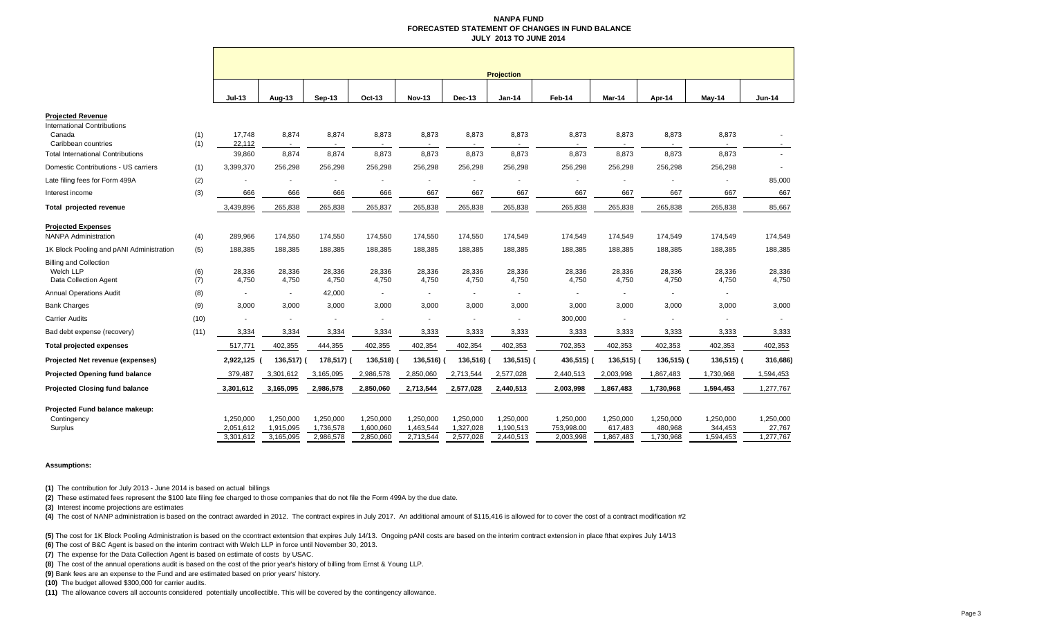# NANPA FUND
## FORECASTED STATEMENT OF CHANGES IN FUND BALANCE
### JULY 2013 TO JUNE 2014

| | | Projection | | | | | | | | | | | |
|---|---|---|---|---|---|---|---|---|---|---|---|---|---|
| | | Jul-13 | Aug-13 | Sep-13 | Oct-13 | Nov-13 | Dec-13 | Jan-14 | Feb-14 | Mar-14 | Apr-14 | May-14 | Jun-14 |
| **Projected Revenue** | | | | | | | | | | | | | |
| International Contributions | | | | | | | | | | | | | |
| Canada | (1) | 17,748 | 8,874 | 8,874 | 8,873 | 8,873 | 8,873 | 8,873 | 8,873 | 8,873 | 8,873 | 8,873 | - |
| Caribbean countries | (1) | 22,112 | - | - | - | - | - | - | - | - | - | - | - |
| Total International Contributions | | 39,860 | 8,874 | 8,874 | 8,873 | 8,873 | 8,873 | 8,873 | 8,873 | 8,873 | 8,873 | 8,873 | - |
| Domestic Contributions - US carriers | (1) | 3,399,370 | 256,298 | 256,298 | 256,298 | 256,298 | 256,298 | 256,298 | 256,298 | 256,298 | 256,298 | 256,298 | - |
| Late filing fees for Form 499A | (2) | - | - | - | - | - | - | - | - | - | - | - | 85,000 |
| Interest income | (3) | 666 | 666 | 666 | 666 | 667 | 667 | 667 | 667 | 667 | 667 | 667 | 667 |
| **Total projected revenue** | | 3,439,896 | 265,838 | 265,838 | 265,837 | 265,838 | 265,838 | 265,838 | 265,838 | 265,838 | 265,838 | 265,838 | 85,667 |
| **Projected Expenses** | | | | | | | | | | | | | |
| NANPA Administration | (4) | 289,966 | 174,550 | 174,550 | 174,550 | 174,550 | 174,550 | 174,549 | 174,549 | 174,549 | 174,549 | 174,549 | 174,549 |
| 1K Block Pooling and pANI Administration | (5) | 188,385 | 188,385 | 188,385 | 188,385 | 188,385 | 188,385 | 188,385 | 188,385 | 188,385 | 188,385 | 188,385 | 188,385 |
| Billing and Collection | | | | | | | | | | | | | |
| Welch LLP | (6) | 28,336 | 28,336 | 28,336 | 28,336 | 28,336 | 28,336 | 28,336 | 28,336 | 28,336 | 28,336 | 28,336 | 28,336 |
| Data Collection Agent | (7) | 4,750 | 4,750 | 4,750 | 4,750 | 4,750 | 4,750 | 4,750 | 4,750 | 4,750 | 4,750 | 4,750 | 4,750 |
| Annual Operations Audit | (8) | - | - | 42,000 | - | - | - | - | - | - | - | - | |
| Bank Charges | (9) | 3,000 | 3,000 | 3,000 | 3,000 | 3,000 | 3,000 | 3,000 | 3,000 | 3,000 | 3,000 | 3,000 | 3,000 |
| Carrier Audits | (10) | - | - | - | - | - | - | - | 300,000 | - | - | - | - |
| Bad debt expense (recovery) | (11) | 3,334 | 3,334 | 3,334 | 3,334 | 3,333 | 3,333 | 3,333 | 3,333 | 3,333 | 3,333 | 3,333 | 3,333 |
| **Total projected expenses** | | 517,771 | 402,355 | 444,355 | 402,355 | 402,354 | 402,354 | 402,353 | 702,353 | 402,353 | 402,353 | 402,353 | 402,353 |
| **Projected Net revenue (expenses)** | | 2,922,125 | (136,517) | (178,517) | (136,518) | (136,516) | (136,516) | (136,515) | (436,515) | (136,515) | (136,515) | (136,515) | (316,686) |
| **Projected Opening fund balance** | | 379,487 | 3,301,612 | 3,165,095 | 2,986,578 | 2,850,060 | 2,713,544 | 2,577,028 | 2,440,513 | 2,003,998 | 1,867,483 | 1,730,968 | 1,594,453 |
| **Projected Closing fund balance** | | 3,301,612 | 3,165,095 | 2,986,578 | 2,850,060 | 2,713,544 | 2,577,028 | 2,440,513 | 2,003,998 | 1,867,483 | 1,730,968 | 1,594,453 | 1,277,767 |
| **Projected Fund balance makeup:** | | | | | | | | | | | | | |
| Contingency | | 1,250,000 | 1,250,000 | 1,250,000 | 1,250,000 | 1,250,000 | 1,250,000 | 1,250,000 | 1,250,000 | 1,250,000 | 1,250,000 | 1,250,000 | 1,250,000 |
| Surplus | | 2,051,612 | 1,915,095 | 1,736,578 | 1,600,060 | 1,463,544 | 1,327,028 | 1,190,513 | 753,998.00 | 617,483 | 480,968 | 344,453 | 27,767 |
| | | 3,301,612 | 3,165,095 | 2,986,578 | 2,850,060 | 2,713,544 | 2,577,028 | 2,440,513 | 2,003,998 | 1,867,483 | 1,730,968 | 1,594,453 | 1,277,767 |

**Assumptions:**

**(1)** The contribution for July 2013 - June 2014 is based on actual billings

**(2)** These estimated fees represent the $100 late filing fee charged to those companies that do not file the Form 499A by the due date.

**(3)** Interest income projections are estimates

**(4)** The cost of NANP administration is based on the contract awarded in 2012. The contract expires in July 2017. An additional amount of $115,416 is allowed for to cover the cost of a contract modification #2

**(5)** The cost for 1K Block Pooling Administration is based on the ccontract extentsion that expires July 14/13. Ongoing pANI costs are based on the interim contract extension in place fthat expires July 14/13

**(6)** The cost of B&C Agent is based on the interim contract with Welch LLP in force until November 30, 2013.

**(7)** The expense for the Data Collection Agent is based on estimate of costs by USAC.

**(8)** The cost of the annual operations audit is based on the cost of the prior year's history of billing from Ernst & Young LLP.

**(9)** Bank fees are an expense to the Fund and are estimated based on prior years' history.

**(10)** The budget allowed $300,000 for carrier audits.

**(11)** The allowance covers all accounts considered potentially uncollectible. This will be covered by the contingency allowance.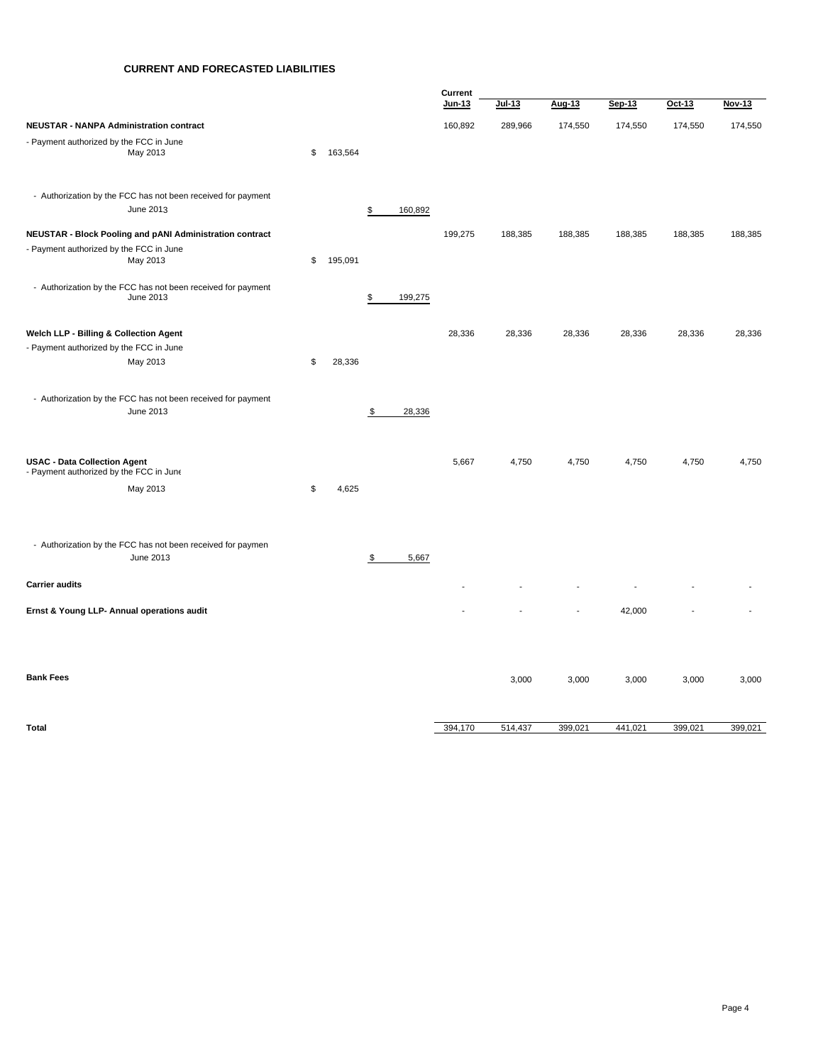**CURRENT AND FORECASTED LIABILITIES**

| | | | Current Jun-13 | Jul-13 | Aug-13 | Sep-13 | Oct-13 | Nov-13 |
|---|---|---|---|---|---|---|---|---|
| **NEUSTAR - NANPA Administration contract** | | | 160,892 | 289,966 | 174,550 | 174,550 | 174,550 | 174,550 |
| - Payment authorized by the FCC in June | | | | | | | | |
| May 2013 | $ 163,564 | | | | | | | |
| - Authorization by the FCC has not been received for payment | | | | | | | | |
| June 2013 | | $ 160,892 | | | | | | |
| **NEUSTAR - Block Pooling and pANI Administration contract** | | | 199,275 | 188,385 | 188,385 | 188,385 | 188,385 | 188,385 |
| - Payment authorized by the FCC in June | | | | | | | | |
| May 2013 | $ 195,091 | | | | | | | |
| - Authorization by the FCC has not been received for payment | | | | | | | | |
| June 2013 | | $ 199,275 | | | | | | |
| **Welch LLP - Billing & Collection Agent** | | | 28,336 | 28,336 | 28,336 | 28,336 | 28,336 | 28,336 |
| - Payment authorized by the FCC in June | | | | | | | | |
| May 2013 | $ 28,336 | | | | | | | |
| - Authorization by the FCC has not been received for payment | | | | | | | | |
| June 2013 | | $ 28,336 | | | | | | |
| **USAC - Data Collection Agent** | | | 5,667 | 4,750 | 4,750 | 4,750 | 4,750 | 4,750 |
| - Payment authorized by the FCC in June | | | | | | | | |
| May 2013 | $ 4,625 | | | | | | | |
| - Authorization by the FCC has not been received for paymen | | | | | | | | |
| June 2013 | | $ 5,667 | | | | | | |
| **Carrier audits** | | | - | - | - | - | - | - |
| **Ernst & Young LLP- Annual operations audit** | | | - | - | - | 42,000 | - | - |
| **Bank Fees** | | | | 3,000 | 3,000 | 3,000 | 3,000 | 3,000 |
| **Total** | | | 394,170 | 514,437 | 399,021 | 441,021 | 399,021 | 399,021 |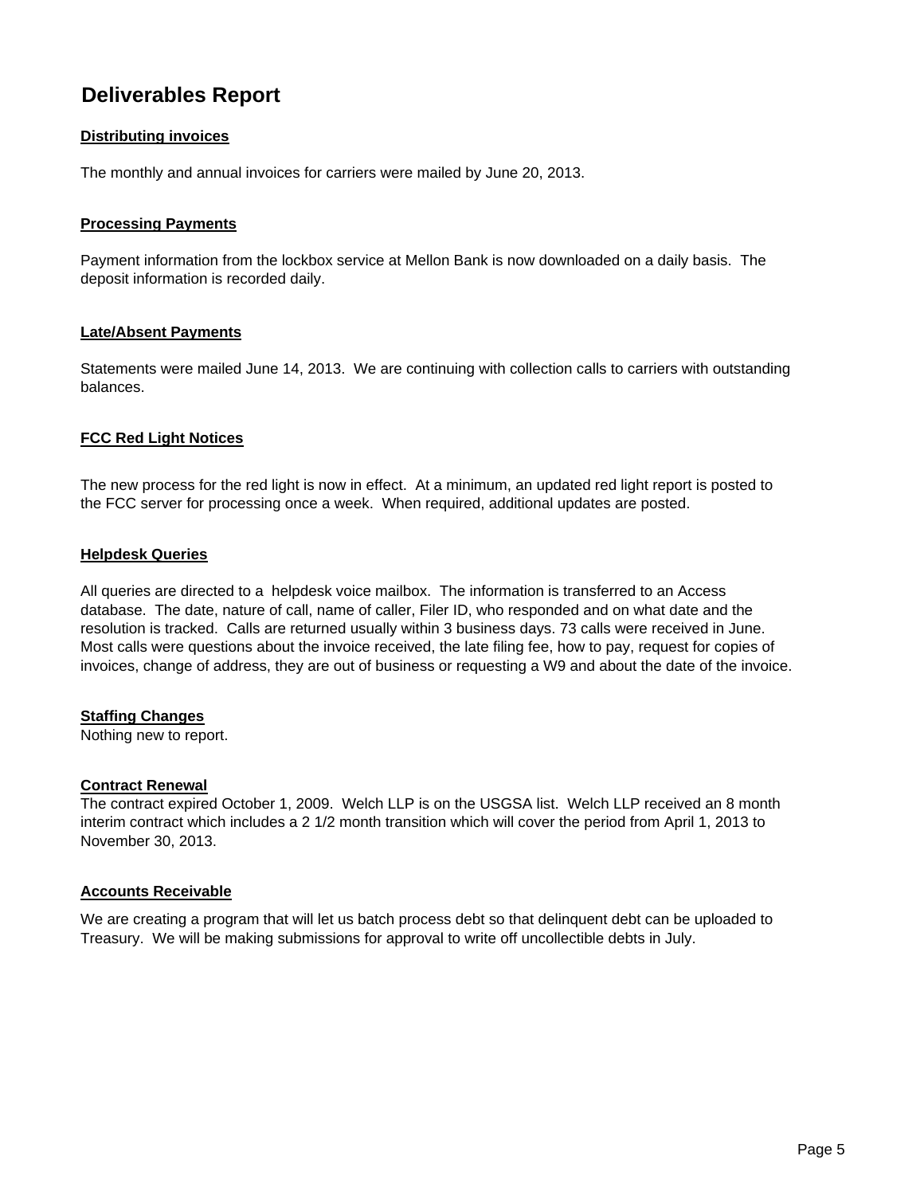# Deliverables Report

**Distributing invoices**

The monthly and annual invoices for carriers were mailed by June 20, 2013.

**Processing Payments**

Payment information from the lockbox service at Mellon Bank is now downloaded on a daily basis. The deposit information is recorded daily.

**Late/Absent Payments**

Statements were mailed June 14, 2013. We are continuing with collection calls to carriers with outstanding balances.

**FCC Red Light Notices**

The new process for the red light is now in effect. At a minimum, an updated red light report is posted to the FCC server for processing once a week. When required, additional updates are posted.

**Helpdesk Queries**

All queries are directed to a helpdesk voice mailbox. The information is transferred to an Access database. The date, nature of call, name of caller, Filer ID, who responded and on what date and the resolution is tracked. Calls are returned usually within 3 business days. 73 calls were received in June. Most calls were questions about the invoice received, the late filing fee, how to pay, request for copies of invoices, change of address, they are out of business or requesting a W9 and about the date of the invoice.

**Staffing Changes**

Nothing new to report.

**Contract Renewal**

The contract expired October 1, 2009. Welch LLP is on the USGSA list. Welch LLP received an 8 month interim contract which includes a 2 1/2 month transition which will cover the period from April 1, 2013 to November 30, 2013.

**Accounts Receivable**

We are creating a program that will let us batch process debt so that delinquent debt can be uploaded to Treasury. We will be making submissions for approval to write off uncollectible debts in July.